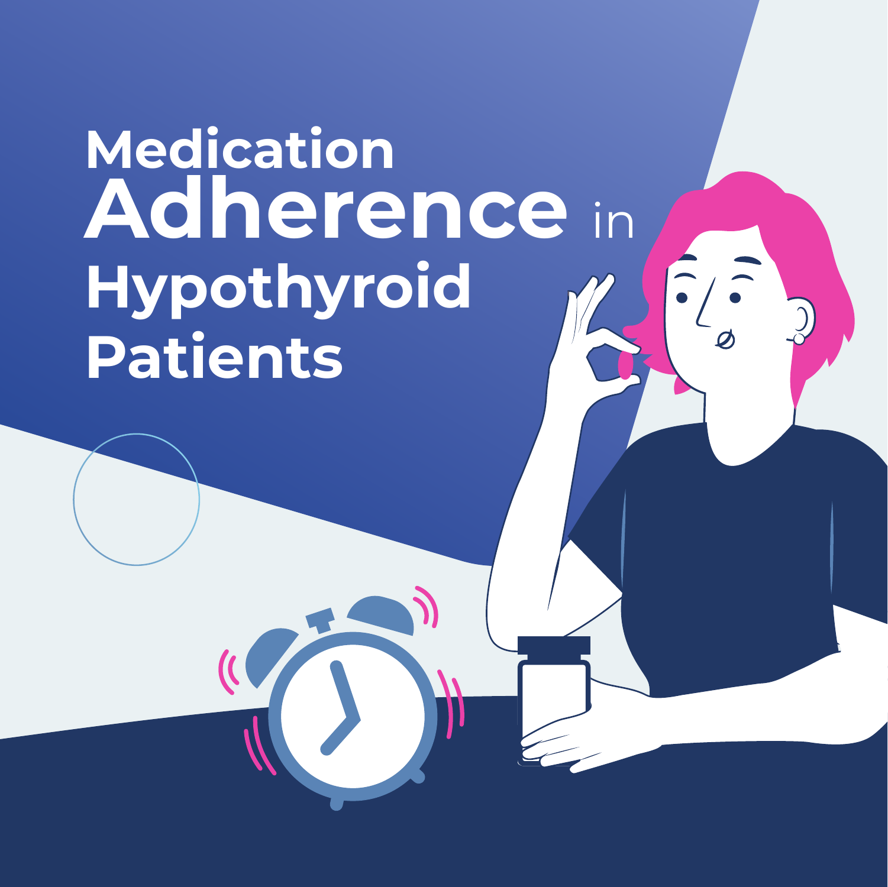# Medication Adherence in Hypothyroid Patients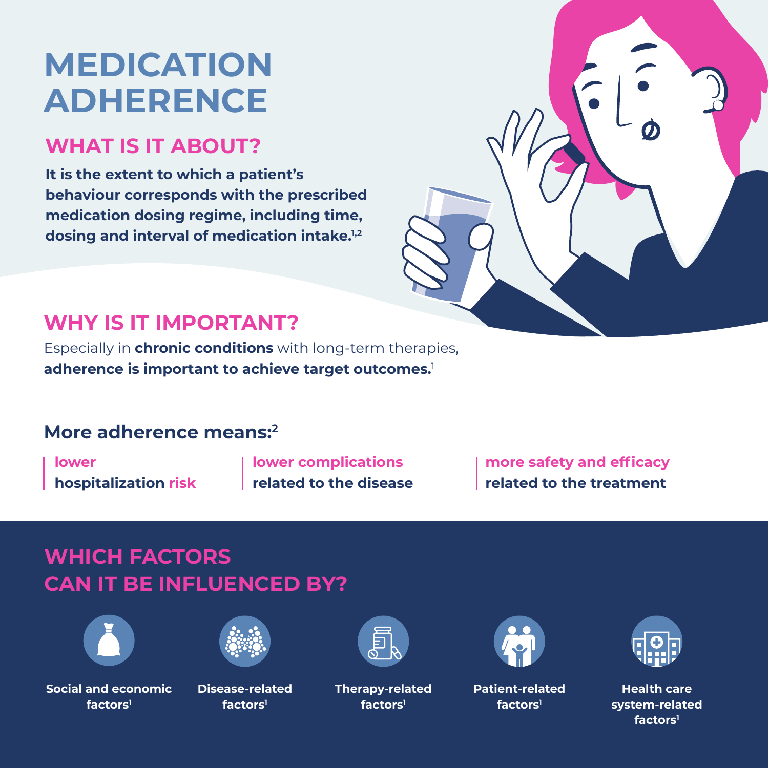# MEDICATION ADHERENCE

## WHAT IS IT ABOUT?

**It is the extent to which a patient's behaviour corresponds with the prescribed medication dosing regime, including time, dosing and interval of medication intake.**[1,2]

## WHY IS IT IMPORTANT?

Especially in **chronic conditions** with long-term therapies, **adherence is important to achieve target outcomes.**[1]

### More adherence means:[2]

- **lower hospitalization risk**
- **lower complications related to the disease**
- **more safety and efficacy related to the treatment**

## WHICH FACTORS CAN IT BE INFLUENCED BY?

- **Social and economic factors**[1]
- **Disease-related factors**[1]
- **Therapy-related factors**[1]
- **Patient-related factors**[1]
- **Health care system-related factors**[1]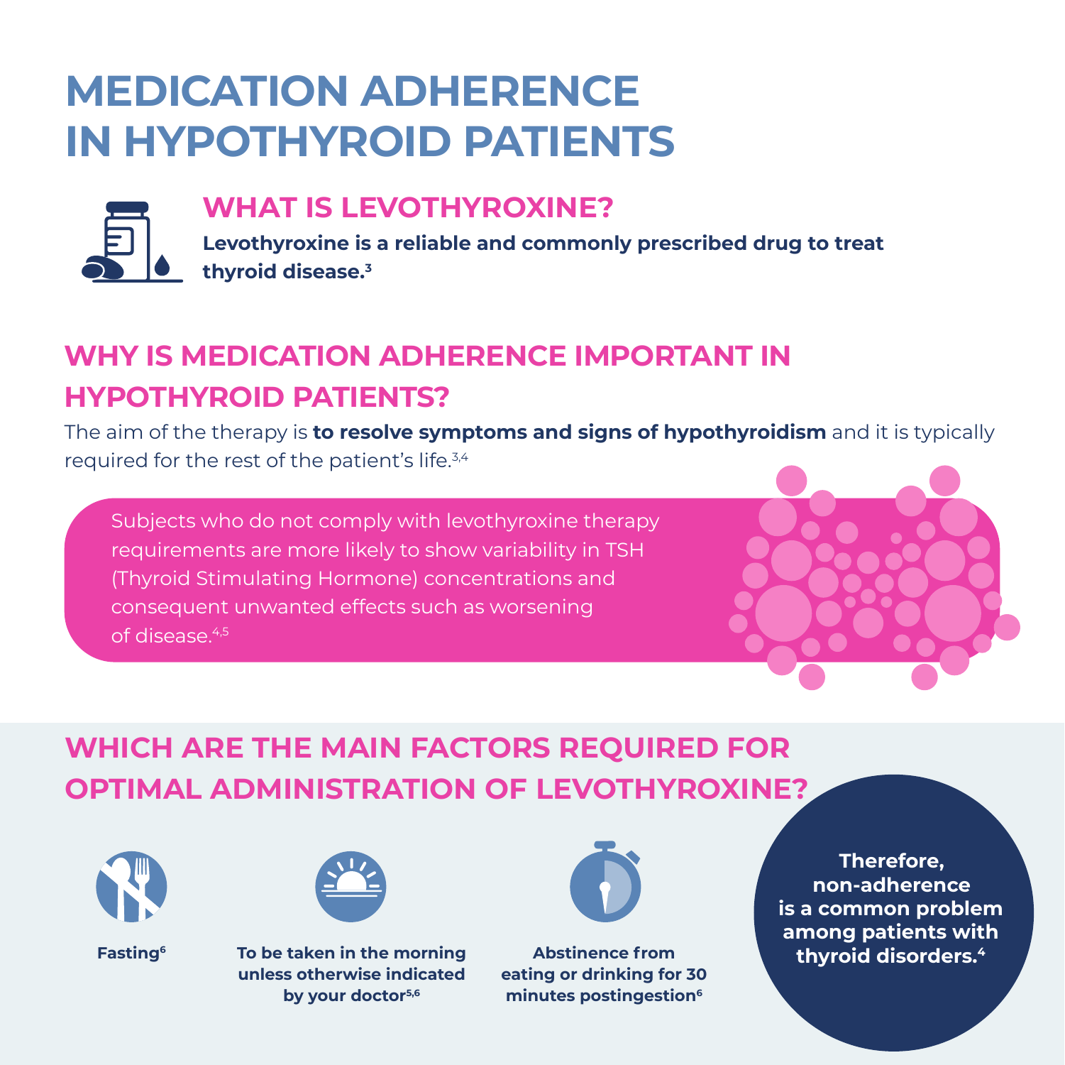# MEDICATION ADHERENCE IN HYPOTHYROID PATIENTS

## WHAT IS LEVOTHYROXINE?

**Levothyroxine is a reliable and commonly prescribed drug to treat thyroid disease.[3]**

## WHY IS MEDICATION ADHERENCE IMPORTANT IN HYPOTHYROID PATIENTS?

The aim of the therapy is **to resolve symptoms and signs of hypothyroidism** and it is typically required for the rest of the patient's life.[3,4]

Subjects who do not comply with levothyroxine therapy requirements are more likely to show variability in TSH (Thyroid Stimulating Hormone) concentrations and consequent unwanted effects such as worsening of disease.[4,5]

## WHICH ARE THE MAIN FACTORS REQUIRED FOR OPTIMAL ADMINISTRATION OF LEVOTHYROXINE?

- **Fasting[6]**
- **To be taken in the morning unless otherwise indicated by your doctor[5,6]**
- **Abstinence from eating or drinking for 30 minutes postingestion[6]**

**Therefore, non-adherence is a common problem among patients with thyroid disorders.[4]**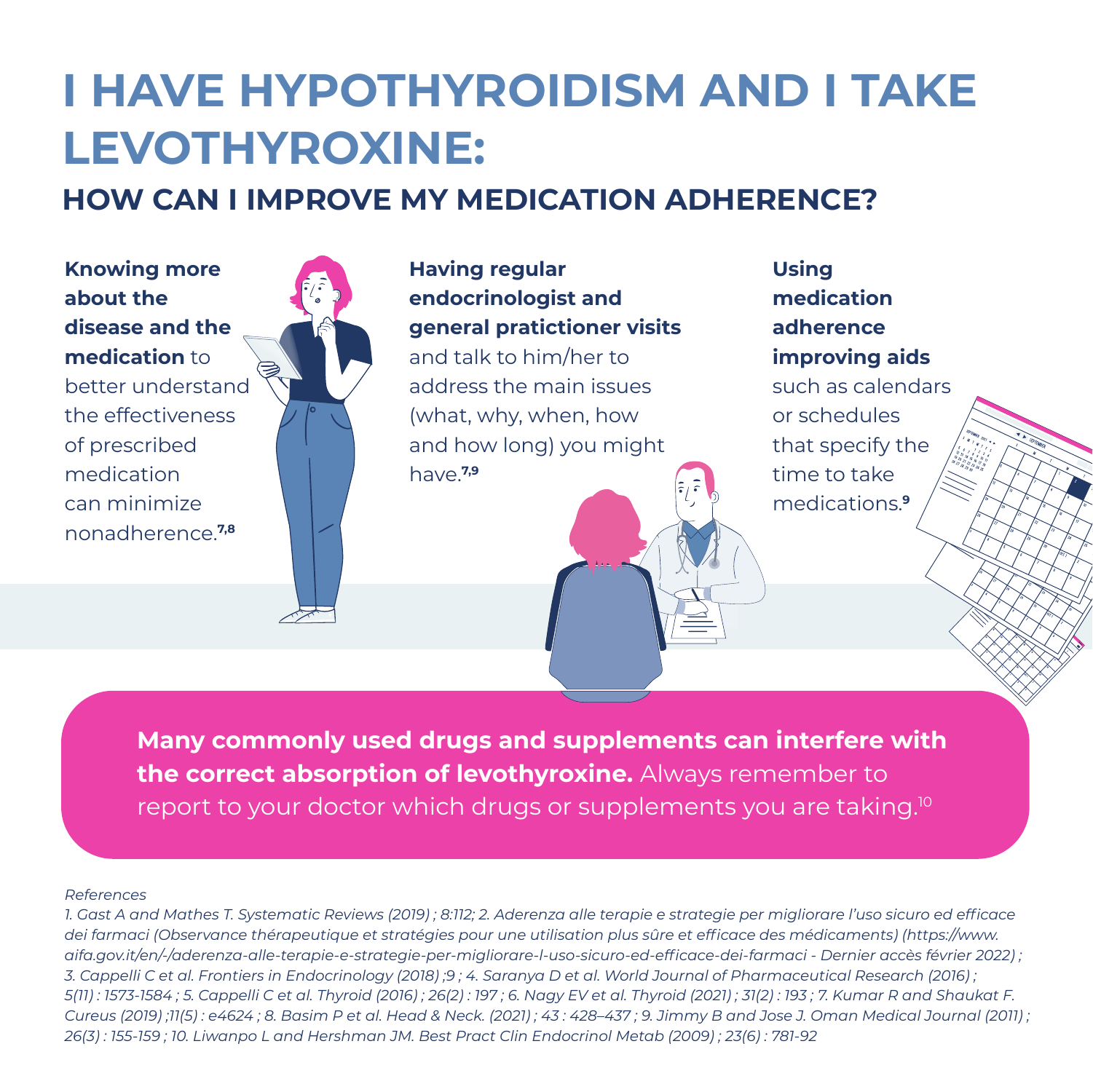# I HAVE HYPOTHYROIDISM AND I TAKE LEVOTHYROXINE:

## HOW CAN I IMPROVE MY MEDICATION ADHERENCE?

**Knowing more about the disease and the medication** to better understand the effectiveness of prescribed medication can minimize nonadherence.[7,8]

**Having regular endocrinologist and general pratictioner visits** and talk to him/her to address the main issues (what, why, when, how and how long) you might have.[7,9]

**Using medication adherence improving aids** such as calendars or schedules that specify the time to take medications.[9]

**Many commonly used drugs and supplements can interfere with the correct absorption of levothyroxine.** Always remember to report to your doctor which drugs or supplements you are taking.[10]

*References*

*1. Gast A and Mathes T. Systematic Reviews (2019) ; 8:112; 2. Aderenza alle terapie e strategie per migliorare l'uso sicuro ed efficace dei farmaci (Observance thérapeutique et stratégies pour une utilisation plus sûre et efficace des médicaments) (https://www.aifa.gov.it/en/-/aderenza-alle-terapie-e-strategie-per-migliorare-l-uso-sicuro-ed-efficace-dei-farmaci - Dernier accès février 2022) ; 3. Cappelli C et al. Frontiers in Endocrinology (2018) ;9 ; 4. Saranya D et al. World Journal of Pharmaceutical Research (2016) ; 5(11) : 1573-1584 ; 5. Cappelli C et al. Thyroid (2016) ; 26(2) : 197 ; 6. Nagy EV et al. Thyroid (2021) ; 31(2) : 193 ; 7. Kumar R and Shaukat F. Cureus (2019) ;11(5) : e4624 ; 8. Basim P et al. Head & Neck. (2021) ; 43 : 428–437 ; 9. Jimmy B and Jose J. Oman Medical Journal (2011) ; 26(3) : 155-159 ; 10. Liwanpo L and Hershman JM. Best Pract Clin Endocrinol Metab (2009) ; 23(6) : 781-92*